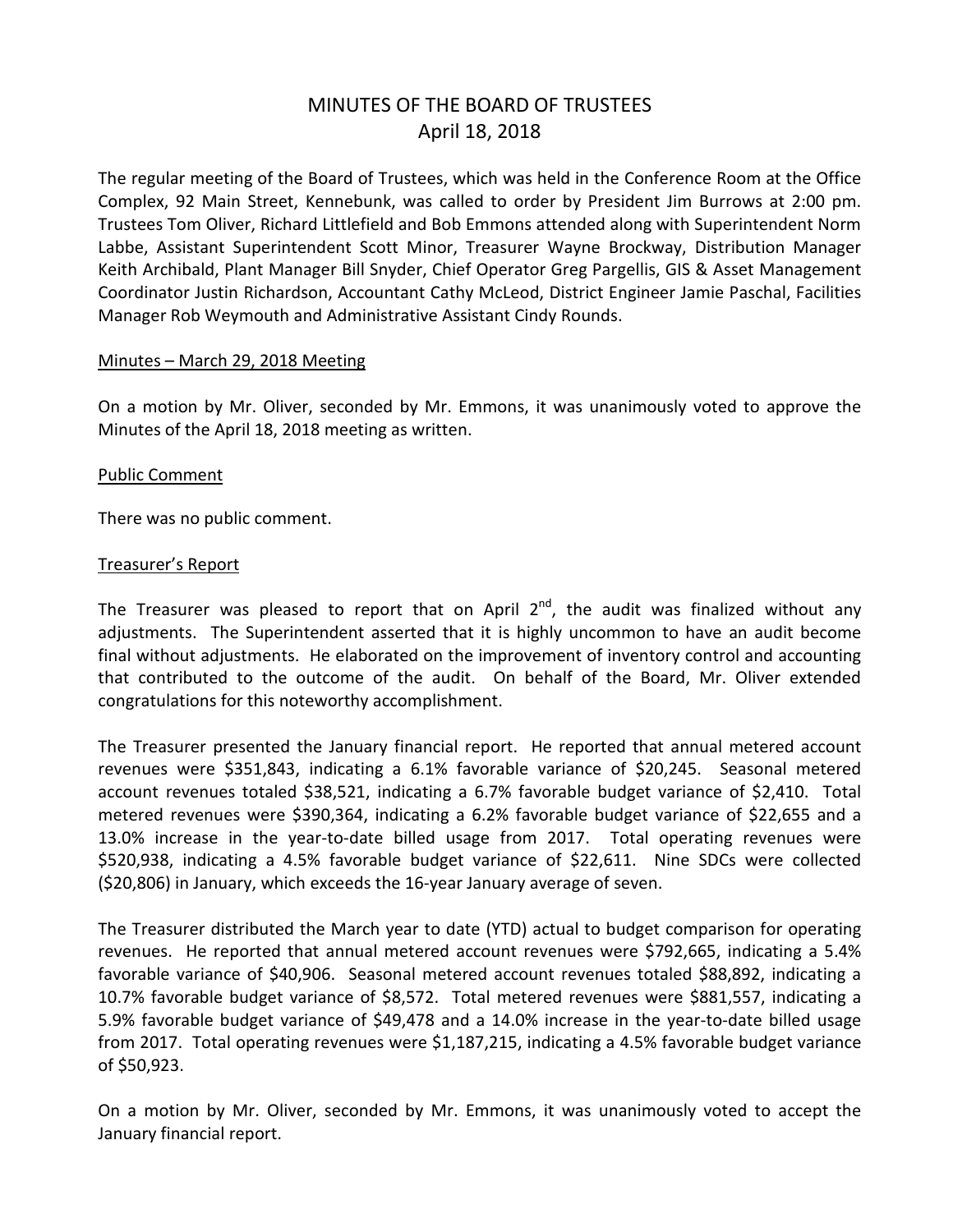# MINUTES OF THE BOARD OF TRUSTEES
## April 18, 2018

The regular meeting of the Board of Trustees, which was held in the Conference Room at the Office Complex, 92 Main Street, Kennebunk, was called to order by President Jim Burrows at 2:00 pm. Trustees Tom Oliver, Richard Littlefield and Bob Emmons attended along with Superintendent Norm Labbe, Assistant Superintendent Scott Minor, Treasurer Wayne Brockway, Distribution Manager Keith Archibald, Plant Manager Bill Snyder, Chief Operator Greg Pargellis, GIS & Asset Management Coordinator Justin Richardson, Accountant Cathy McLeod, District Engineer Jamie Paschal, Facilities Manager Rob Weymouth and Administrative Assistant Cindy Rounds.

<u>Minutes – March 29, 2018 Meeting</u>

On a motion by Mr. Oliver, seconded by Mr. Emmons, it was unanimously voted to approve the Minutes of the April 18, 2018 meeting as written.

<u>Public Comment</u>

There was no public comment.

<u>Treasurer's Report</u>

The Treasurer was pleased to report that on April 2nd, the audit was finalized without any adjustments. The Superintendent asserted that it is highly uncommon to have an audit become final without adjustments. He elaborated on the improvement of inventory control and accounting that contributed to the outcome of the audit. On behalf of the Board, Mr. Oliver extended congratulations for this noteworthy accomplishment.

The Treasurer presented the January financial report. He reported that annual metered account revenues were $351,843, indicating a 6.1% favorable variance of $20,245. Seasonal metered account revenues totaled $38,521, indicating a 6.7% favorable budget variance of $2,410. Total metered revenues were $390,364, indicating a 6.2% favorable budget variance of $22,655 and a 13.0% increase in the year-to-date billed usage from 2017. Total operating revenues were $520,938, indicating a 4.5% favorable budget variance of $22,611. Nine SDCs were collected ($20,806) in January, which exceeds the 16-year January average of seven.

The Treasurer distributed the March year to date (YTD) actual to budget comparison for operating revenues. He reported that annual metered account revenues were $792,665, indicating a 5.4% favorable variance of $40,906. Seasonal metered account revenues totaled $88,892, indicating a 10.7% favorable budget variance of $8,572. Total metered revenues were $881,557, indicating a 5.9% favorable budget variance of $49,478 and a 14.0% increase in the year-to-date billed usage from 2017. Total operating revenues were $1,187,215, indicating a 4.5% favorable budget variance of $50,923.

On a motion by Mr. Oliver, seconded by Mr. Emmons, it was unanimously voted to accept the January financial report.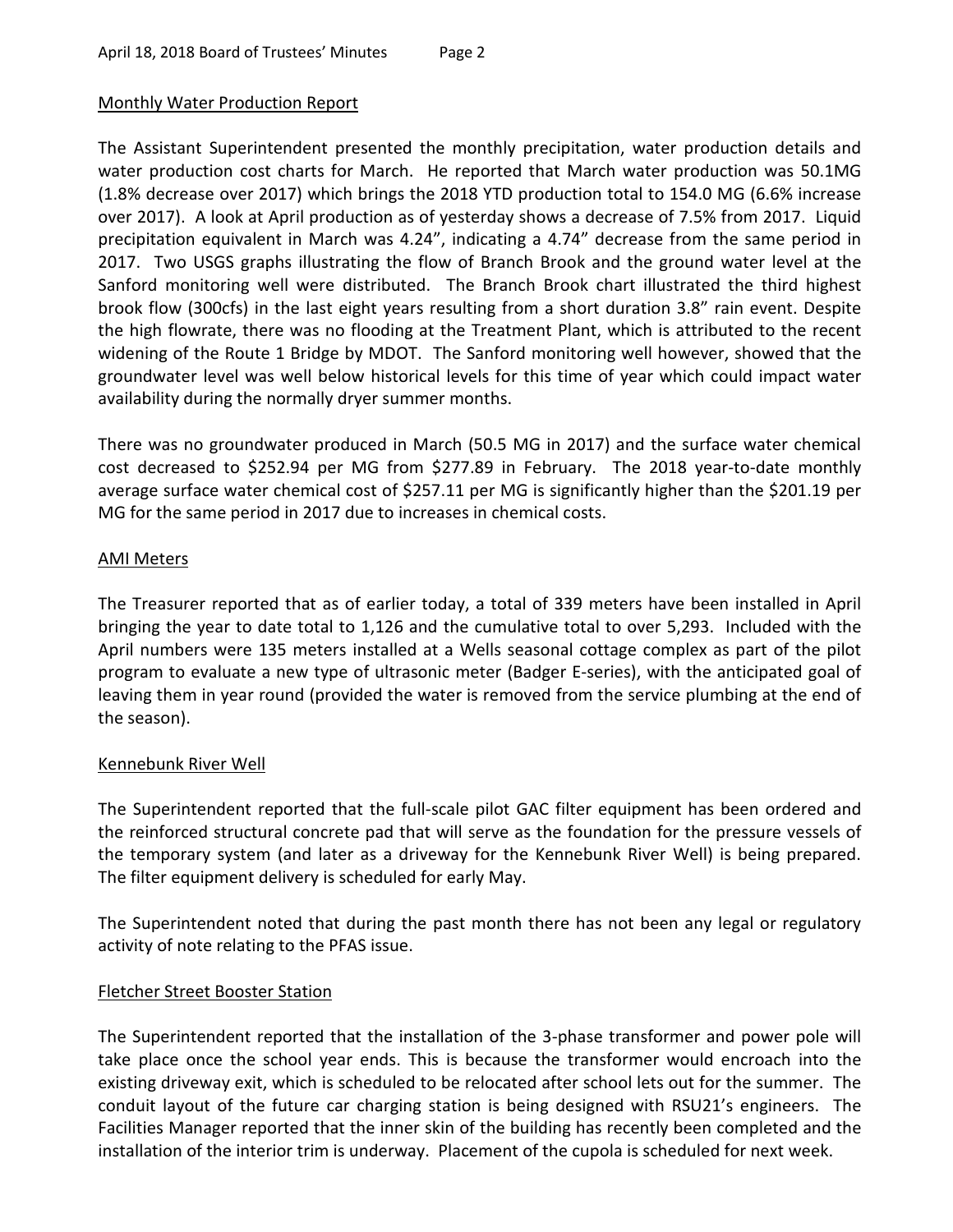## Monthly Water Production Report

The Assistant Superintendent presented the monthly precipitation, water production details and water production cost charts for March. He reported that March water production was 50.1MG (1.8% decrease over 2017) which brings the 2018 YTD production total to 154.0 MG (6.6% increase over 2017). A look at April production as of yesterday shows a decrease of 7.5% from 2017. Liquid precipitation equivalent in March was 4.24", indicating a 4.74" decrease from the same period in 2017. Two USGS graphs illustrating the flow of Branch Brook and the ground water level at the Sanford monitoring well were distributed. The Branch Brook chart illustrated the third highest brook flow (300cfs) in the last eight years resulting from a short duration 3.8" rain event. Despite the high flowrate, there was no flooding at the Treatment Plant, which is attributed to the recent widening of the Route 1 Bridge by MDOT. The Sanford monitoring well however, showed that the groundwater level was well below historical levels for this time of year which could impact water availability during the normally dryer summer months.

There was no groundwater produced in March (50.5 MG in 2017) and the surface water chemical cost decreased to $252.94 per MG from $277.89 in February. The 2018 year-to-date monthly average surface water chemical cost of $257.11 per MG is significantly higher than the $201.19 per MG for the same period in 2017 due to increases in chemical costs.

## AMI Meters

The Treasurer reported that as of earlier today, a total of 339 meters have been installed in April bringing the year to date total to 1,126 and the cumulative total to over 5,293. Included with the April numbers were 135 meters installed at a Wells seasonal cottage complex as part of the pilot program to evaluate a new type of ultrasonic meter (Badger E-series), with the anticipated goal of leaving them in year round (provided the water is removed from the service plumbing at the end of the season).

## Kennebunk River Well

The Superintendent reported that the full-scale pilot GAC filter equipment has been ordered and the reinforced structural concrete pad that will serve as the foundation for the pressure vessels of the temporary system (and later as a driveway for the Kennebunk River Well) is being prepared. The filter equipment delivery is scheduled for early May.

The Superintendent noted that during the past month there has not been any legal or regulatory activity of note relating to the PFAS issue.

## Fletcher Street Booster Station

The Superintendent reported that the installation of the 3-phase transformer and power pole will take place once the school year ends. This is because the transformer would encroach into the existing driveway exit, which is scheduled to be relocated after school lets out for the summer. The conduit layout of the future car charging station is being designed with RSU21's engineers. The Facilities Manager reported that the inner skin of the building has recently been completed and the installation of the interior trim is underway. Placement of the cupola is scheduled for next week.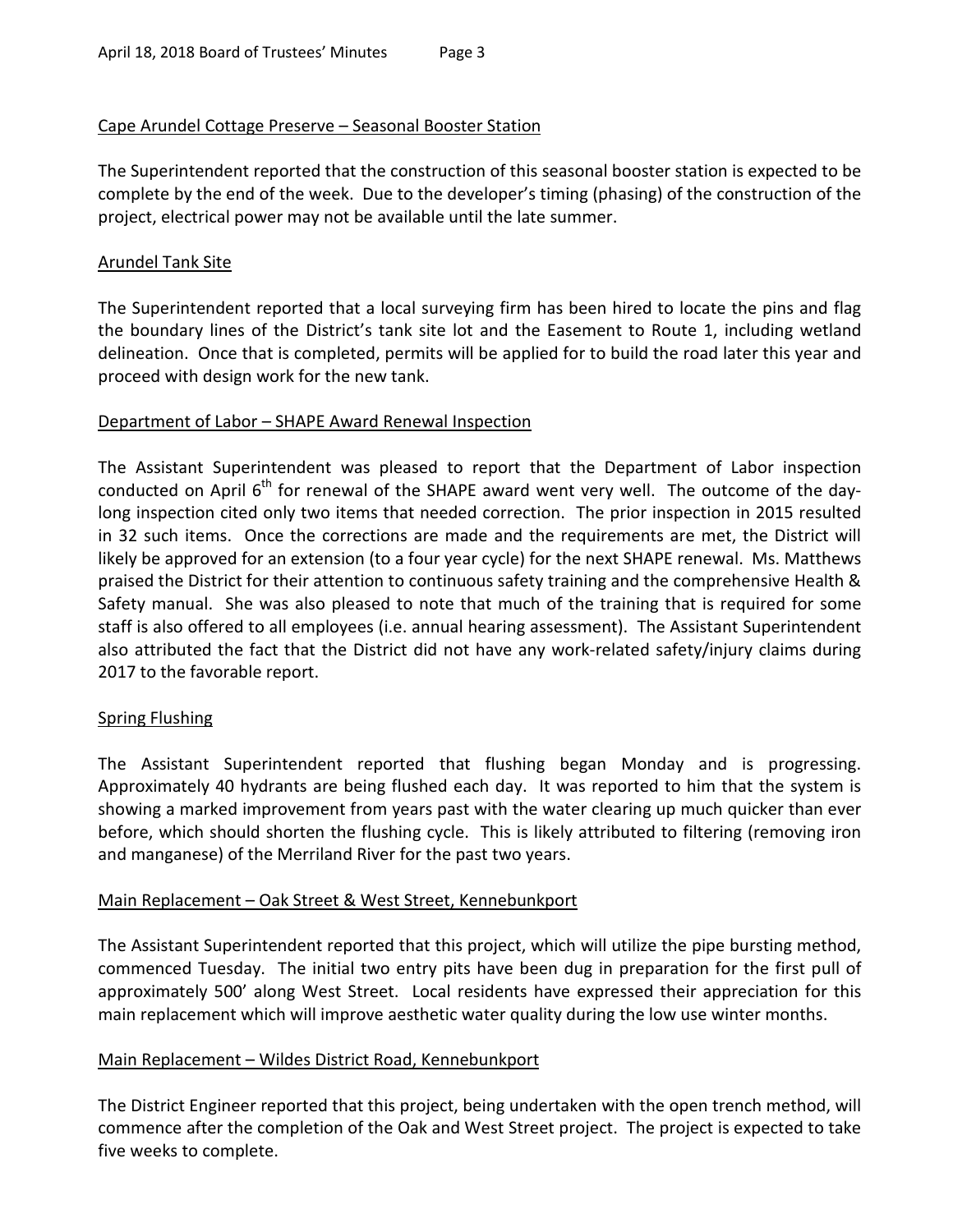Cape Arundel Cottage Preserve – Seasonal Booster Station

The Superintendent reported that the construction of this seasonal booster station is expected to be complete by the end of the week. Due to the developer's timing (phasing) of the construction of the project, electrical power may not be available until the late summer.

Arundel Tank Site

The Superintendent reported that a local surveying firm has been hired to locate the pins and flag the boundary lines of the District's tank site lot and the Easement to Route 1, including wetland delineation. Once that is completed, permits will be applied for to build the road later this year and proceed with design work for the new tank.

Department of Labor – SHAPE Award Renewal Inspection

The Assistant Superintendent was pleased to report that the Department of Labor inspection conducted on April 6th for renewal of the SHAPE award went very well. The outcome of the day-long inspection cited only two items that needed correction. The prior inspection in 2015 resulted in 32 such items. Once the corrections are made and the requirements are met, the District will likely be approved for an extension (to a four year cycle) for the next SHAPE renewal. Ms. Matthews praised the District for their attention to continuous safety training and the comprehensive Health & Safety manual. She was also pleased to note that much of the training that is required for some staff is also offered to all employees (i.e. annual hearing assessment). The Assistant Superintendent also attributed the fact that the District did not have any work-related safety/injury claims during 2017 to the favorable report.

Spring Flushing

The Assistant Superintendent reported that flushing began Monday and is progressing. Approximately 40 hydrants are being flushed each day. It was reported to him that the system is showing a marked improvement from years past with the water clearing up much quicker than ever before, which should shorten the flushing cycle. This is likely attributed to filtering (removing iron and manganese) of the Merriland River for the past two years.

Main Replacement – Oak Street & West Street, Kennebunkport

The Assistant Superintendent reported that this project, which will utilize the pipe bursting method, commenced Tuesday. The initial two entry pits have been dug in preparation for the first pull of approximately 500' along West Street. Local residents have expressed their appreciation for this main replacement which will improve aesthetic water quality during the low use winter months.

Main Replacement – Wildes District Road, Kennebunkport

The District Engineer reported that this project, being undertaken with the open trench method, will commence after the completion of the Oak and West Street project. The project is expected to take five weeks to complete.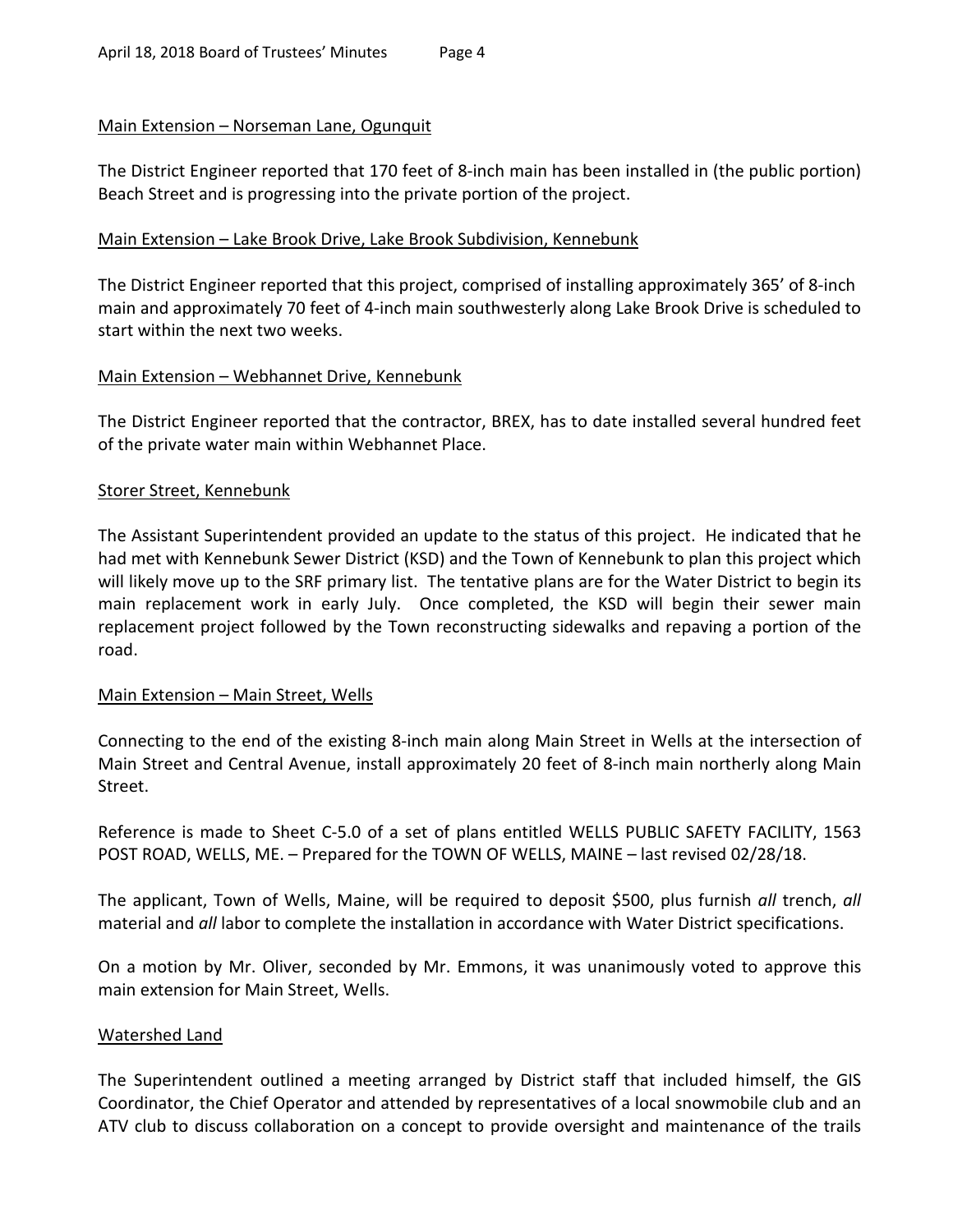Main Extension – Norseman Lane, Ogunquit

The District Engineer reported that 170 feet of 8-inch main has been installed in (the public portion) Beach Street and is progressing into the private portion of the project.

Main Extension – Lake Brook Drive, Lake Brook Subdivision, Kennebunk

The District Engineer reported that this project, comprised of installing approximately 365' of 8-inch main and approximately 70 feet of 4-inch main southwesterly along Lake Brook Drive is scheduled to start within the next two weeks.

Main Extension – Webhannet Drive, Kennebunk

The District Engineer reported that the contractor, BREX, has to date installed several hundred feet of the private water main within Webhannet Place.

Storer Street, Kennebunk

The Assistant Superintendent provided an update to the status of this project. He indicated that he had met with Kennebunk Sewer District (KSD) and the Town of Kennebunk to plan this project which will likely move up to the SRF primary list. The tentative plans are for the Water District to begin its main replacement work in early July. Once completed, the KSD will begin their sewer main replacement project followed by the Town reconstructing sidewalks and repaving a portion of the road.

Main Extension – Main Street, Wells

Connecting to the end of the existing 8-inch main along Main Street in Wells at the intersection of Main Street and Central Avenue, install approximately 20 feet of 8-inch main northerly along Main Street.

Reference is made to Sheet C-5.0 of a set of plans entitled WELLS PUBLIC SAFETY FACILITY, 1563 POST ROAD, WELLS, ME. – Prepared for the TOWN OF WELLS, MAINE – last revised 02/28/18.

The applicant, Town of Wells, Maine, will be required to deposit $500, plus furnish *all* trench, *all* material and *all* labor to complete the installation in accordance with Water District specifications.

On a motion by Mr. Oliver, seconded by Mr. Emmons, it was unanimously voted to approve this main extension for Main Street, Wells.

Watershed Land

The Superintendent outlined a meeting arranged by District staff that included himself, the GIS Coordinator, the Chief Operator and attended by representatives of a local snowmobile club and an ATV club to discuss collaboration on a concept to provide oversight and maintenance of the trails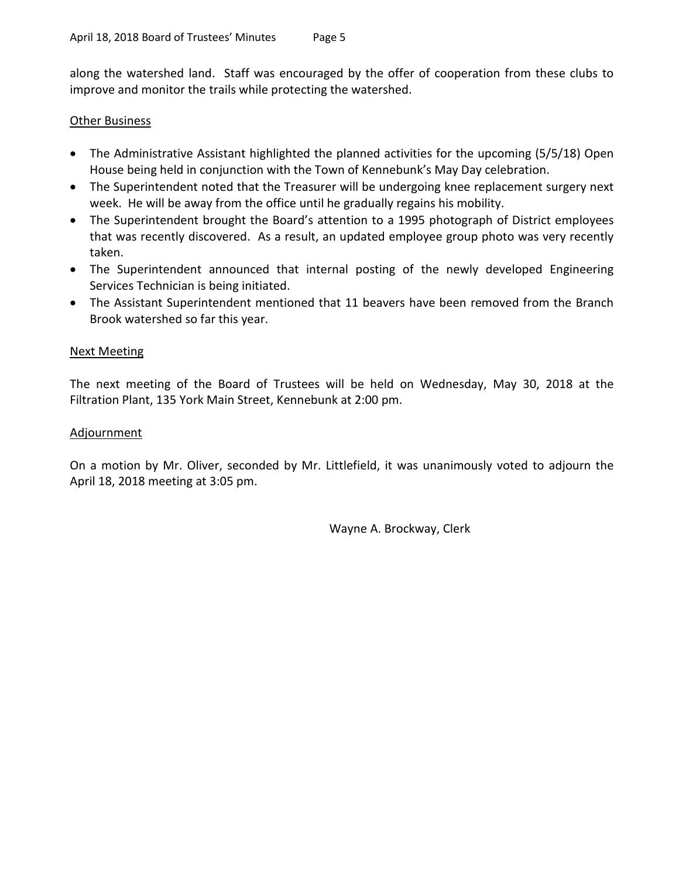along the watershed land. Staff was encouraged by the offer of cooperation from these clubs to improve and monitor the trails while protecting the watershed.

## Other Business

- The Administrative Assistant highlighted the planned activities for the upcoming (5/5/18) Open House being held in conjunction with the Town of Kennebunk's May Day celebration.
- The Superintendent noted that the Treasurer will be undergoing knee replacement surgery next week. He will be away from the office until he gradually regains his mobility.
- The Superintendent brought the Board's attention to a 1995 photograph of District employees that was recently discovered. As a result, an updated employee group photo was very recently taken.
- The Superintendent announced that internal posting of the newly developed Engineering Services Technician is being initiated.
- The Assistant Superintendent mentioned that 11 beavers have been removed from the Branch Brook watershed so far this year.

## Next Meeting

The next meeting of the Board of Trustees will be held on Wednesday, May 30, 2018 at the Filtration Plant, 135 York Main Street, Kennebunk at 2:00 pm.

## Adjournment

On a motion by Mr. Oliver, seconded by Mr. Littlefield, it was unanimously voted to adjourn the April 18, 2018 meeting at 3:05 pm.

Wayne A. Brockway, Clerk